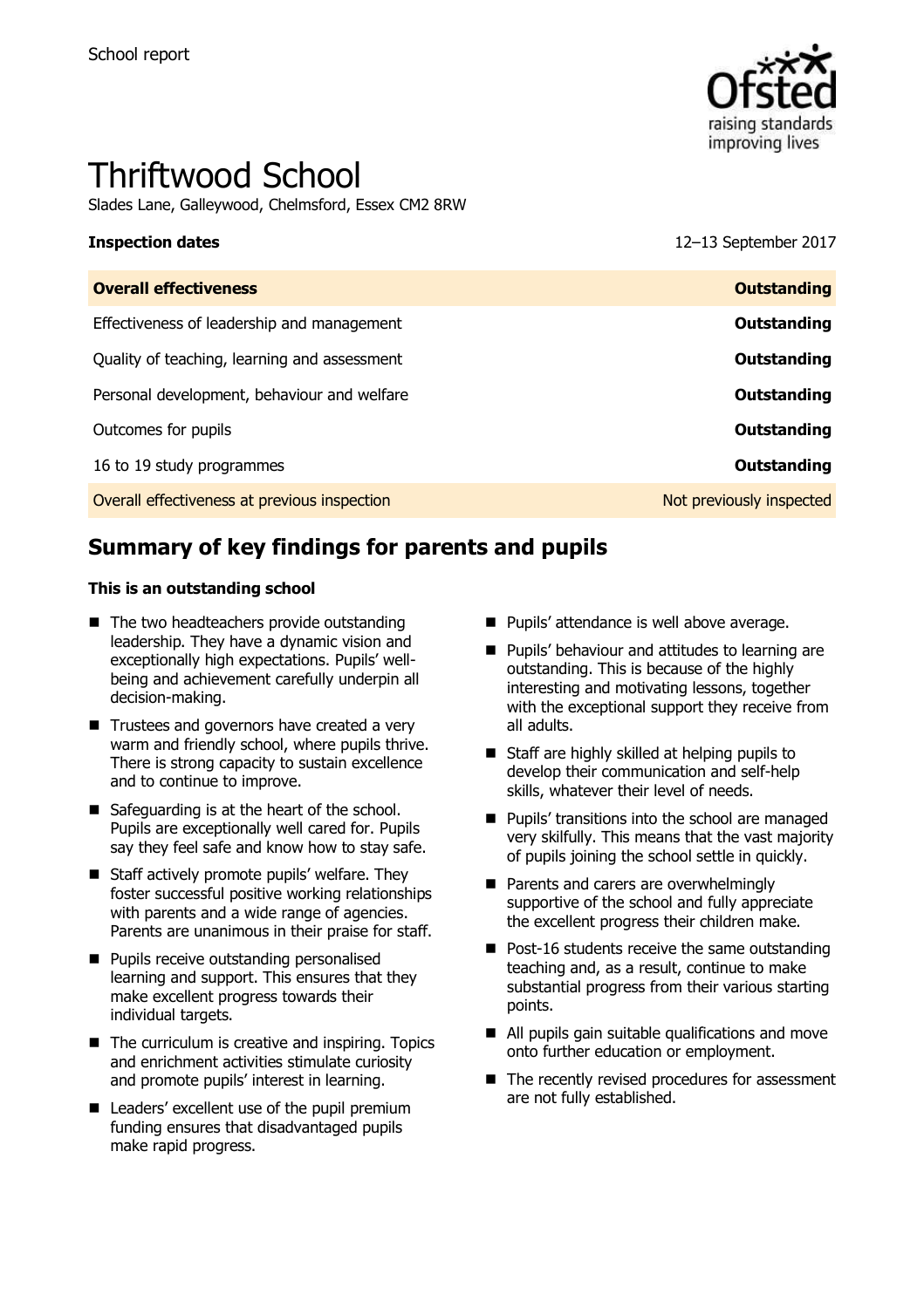School report

# Thriftwood School

Slades Lane, Galleywood, Chelmsford, Essex CM2 8RW

**Inspection dates** 12–13 September 2017

| **Overall effectiveness** | **Outstanding** |
|---|---|
| Effectiveness of leadership and management | **Outstanding** |
| Quality of teaching, learning and assessment | **Outstanding** |
| Personal development, behaviour and welfare | **Outstanding** |
| Outcomes for pupils | **Outstanding** |
| 16 to 19 study programmes | **Outstanding** |
| Overall effectiveness at previous inspection | Not previously inspected |

## Summary of key findings for parents and pupils

**This is an outstanding school**

- The two headteachers provide outstanding leadership. They have a dynamic vision and exceptionally high expectations. Pupils' well-being and achievement carefully underpin all decision-making.
- Trustees and governors have created a very warm and friendly school, where pupils thrive. There is strong capacity to sustain excellence and to continue to improve.
- Safeguarding is at the heart of the school. Pupils are exceptionally well cared for. Pupils say they feel safe and know how to stay safe.
- Staff actively promote pupils' welfare. They foster successful positive working relationships with parents and a wide range of agencies. Parents are unanimous in their praise for staff.
- Pupils receive outstanding personalised learning and support. This ensures that they make excellent progress towards their individual targets.
- The curriculum is creative and inspiring. Topics and enrichment activities stimulate curiosity and promote pupils' interest in learning.
- Leaders' excellent use of the pupil premium funding ensures that disadvantaged pupils make rapid progress.
- Pupils' attendance is well above average.
- Pupils' behaviour and attitudes to learning are outstanding. This is because of the highly interesting and motivating lessons, together with the exceptional support they receive from all adults.
- Staff are highly skilled at helping pupils to develop their communication and self-help skills, whatever their level of needs.
- Pupils' transitions into the school are managed very skilfully. This means that the vast majority of pupils joining the school settle in quickly.
- Parents and carers are overwhelmingly supportive of the school and fully appreciate the excellent progress their children make.
- Post-16 students receive the same outstanding teaching and, as a result, continue to make substantial progress from their various starting points.
- All pupils gain suitable qualifications and move onto further education or employment.
- The recently revised procedures for assessment are not fully established.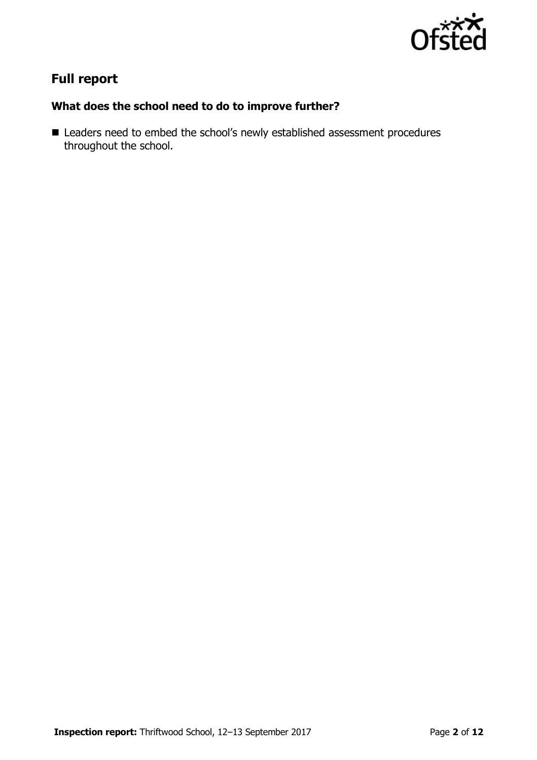## Full report

### What does the school need to do to improve further?

- Leaders need to embed the school's newly established assessment procedures throughout the school.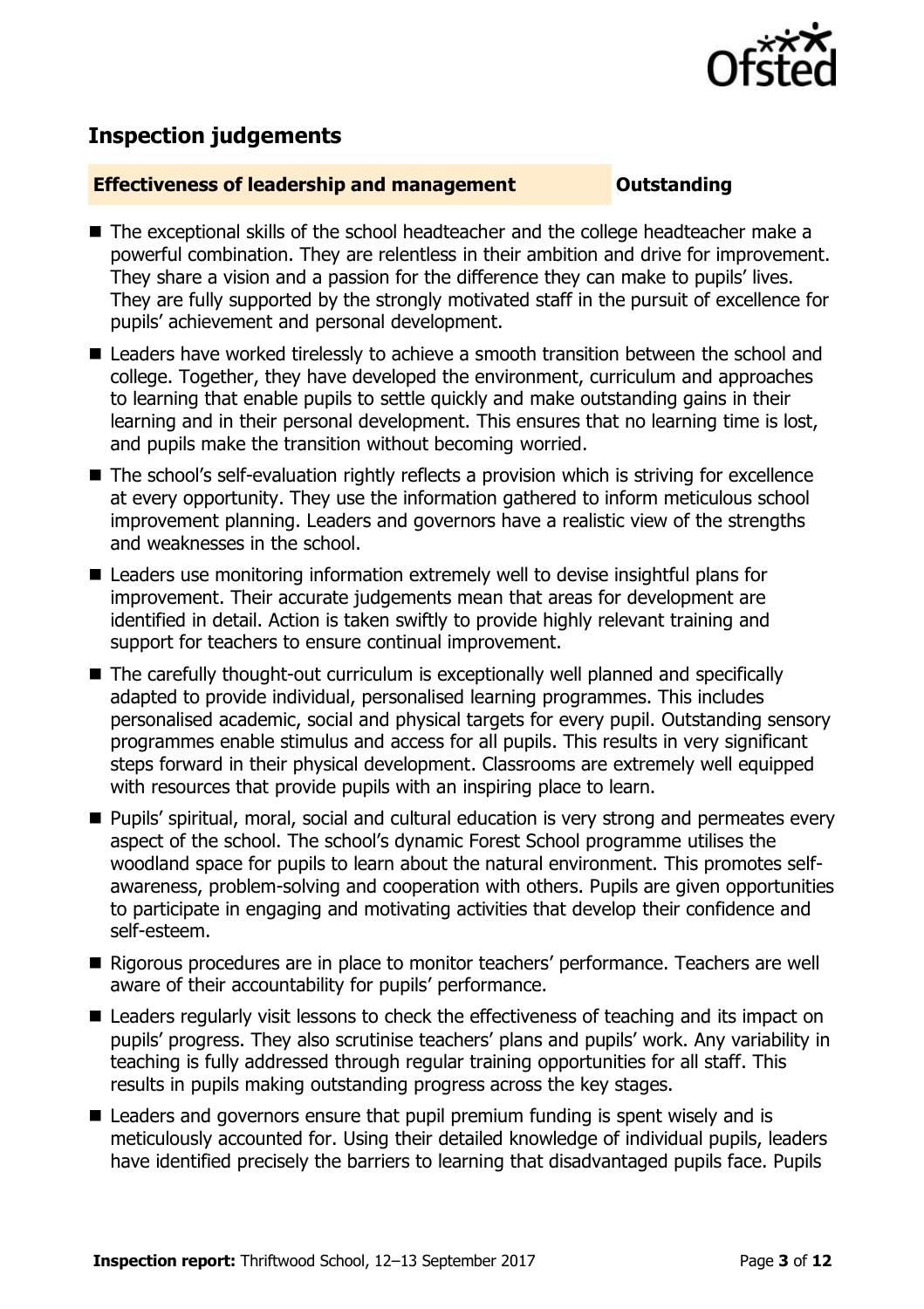## Inspection judgements

**Effectiveness of leadership and management** **Outstanding**

- The exceptional skills of the school headteacher and the college headteacher make a powerful combination. They are relentless in their ambition and drive for improvement. They share a vision and a passion for the difference they can make to pupils' lives. They are fully supported by the strongly motivated staff in the pursuit of excellence for pupils' achievement and personal development.
- Leaders have worked tirelessly to achieve a smooth transition between the school and college. Together, they have developed the environment, curriculum and approaches to learning that enable pupils to settle quickly and make outstanding gains in their learning and in their personal development. This ensures that no learning time is lost, and pupils make the transition without becoming worried.
- The school's self-evaluation rightly reflects a provision which is striving for excellence at every opportunity. They use the information gathered to inform meticulous school improvement planning. Leaders and governors have a realistic view of the strengths and weaknesses in the school.
- Leaders use monitoring information extremely well to devise insightful plans for improvement. Their accurate judgements mean that areas for development are identified in detail. Action is taken swiftly to provide highly relevant training and support for teachers to ensure continual improvement.
- The carefully thought-out curriculum is exceptionally well planned and specifically adapted to provide individual, personalised learning programmes. This includes personalised academic, social and physical targets for every pupil. Outstanding sensory programmes enable stimulus and access for all pupils. This results in very significant steps forward in their physical development. Classrooms are extremely well equipped with resources that provide pupils with an inspiring place to learn.
- Pupils' spiritual, moral, social and cultural education is very strong and permeates every aspect of the school. The school's dynamic Forest School programme utilises the woodland space for pupils to learn about the natural environment. This promotes self-awareness, problem-solving and cooperation with others. Pupils are given opportunities to participate in engaging and motivating activities that develop their confidence and self-esteem.
- Rigorous procedures are in place to monitor teachers' performance. Teachers are well aware of their accountability for pupils' performance.
- Leaders regularly visit lessons to check the effectiveness of teaching and its impact on pupils' progress. They also scrutinise teachers' plans and pupils' work. Any variability in teaching is fully addressed through regular training opportunities for all staff. This results in pupils making outstanding progress across the key stages.
- Leaders and governors ensure that pupil premium funding is spent wisely and is meticulously accounted for. Using their detailed knowledge of individual pupils, leaders have identified precisely the barriers to learning that disadvantaged pupils face. Pupils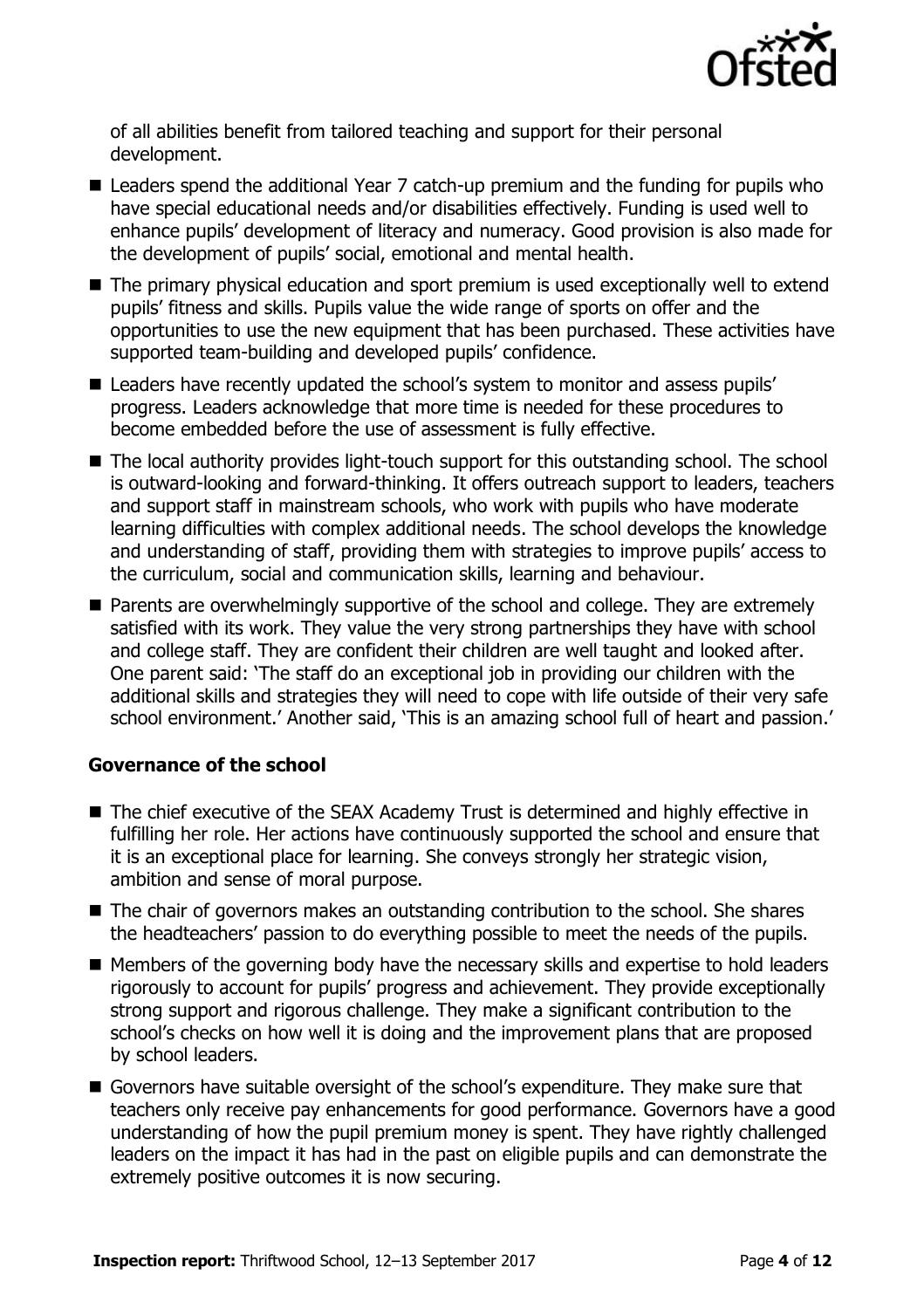of all abilities benefit from tailored teaching and support for their personal development.

- Leaders spend the additional Year 7 catch-up premium and the funding for pupils who have special educational needs and/or disabilities effectively. Funding is used well to enhance pupils' development of literacy and numeracy. Good provision is also made for the development of pupils' social, emotional and mental health.
- The primary physical education and sport premium is used exceptionally well to extend pupils' fitness and skills. Pupils value the wide range of sports on offer and the opportunities to use the new equipment that has been purchased. These activities have supported team-building and developed pupils' confidence.
- Leaders have recently updated the school's system to monitor and assess pupils' progress. Leaders acknowledge that more time is needed for these procedures to become embedded before the use of assessment is fully effective.
- The local authority provides light-touch support for this outstanding school. The school is outward-looking and forward-thinking. It offers outreach support to leaders, teachers and support staff in mainstream schools, who work with pupils who have moderate learning difficulties with complex additional needs. The school develops the knowledge and understanding of staff, providing them with strategies to improve pupils' access to the curriculum, social and communication skills, learning and behaviour.
- Parents are overwhelmingly supportive of the school and college. They are extremely satisfied with its work. They value the very strong partnerships they have with school and college staff. They are confident their children are well taught and looked after. One parent said: 'The staff do an exceptional job in providing our children with the additional skills and strategies they will need to cope with life outside of their very safe school environment.' Another said, 'This is an amazing school full of heart and passion.'

### Governance of the school

- The chief executive of the SEAX Academy Trust is determined and highly effective in fulfilling her role. Her actions have continuously supported the school and ensure that it is an exceptional place for learning. She conveys strongly her strategic vision, ambition and sense of moral purpose.
- The chair of governors makes an outstanding contribution to the school. She shares the headteachers' passion to do everything possible to meet the needs of the pupils.
- Members of the governing body have the necessary skills and expertise to hold leaders rigorously to account for pupils' progress and achievement. They provide exceptionally strong support and rigorous challenge. They make a significant contribution to the school's checks on how well it is doing and the improvement plans that are proposed by school leaders.
- Governors have suitable oversight of the school's expenditure. They make sure that teachers only receive pay enhancements for good performance. Governors have a good understanding of how the pupil premium money is spent. They have rightly challenged leaders on the impact it has had in the past on eligible pupils and can demonstrate the extremely positive outcomes it is now securing.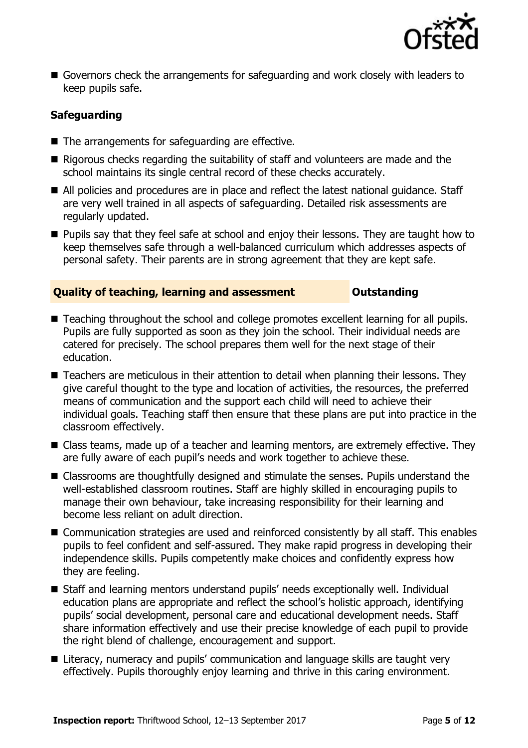- Governors check the arrangements for safeguarding and work closely with leaders to keep pupils safe.

### Safeguarding

- The arrangements for safeguarding are effective.
- Rigorous checks regarding the suitability of staff and volunteers are made and the school maintains its single central record of these checks accurately.
- All policies and procedures are in place and reflect the latest national guidance. Staff are very well trained in all aspects of safeguarding. Detailed risk assessments are regularly updated.
- Pupils say that they feel safe at school and enjoy their lessons. They are taught how to keep themselves safe through a well-balanced curriculum which addresses aspects of personal safety. Their parents are in strong agreement that they are kept safe.

## Quality of teaching, learning and assessment — Outstanding

- Teaching throughout the school and college promotes excellent learning for all pupils. Pupils are fully supported as soon as they join the school. Their individual needs are catered for precisely. The school prepares them well for the next stage of their education.
- Teachers are meticulous in their attention to detail when planning their lessons. They give careful thought to the type and location of activities, the resources, the preferred means of communication and the support each child will need to achieve their individual goals. Teaching staff then ensure that these plans are put into practice in the classroom effectively.
- Class teams, made up of a teacher and learning mentors, are extremely effective. They are fully aware of each pupil's needs and work together to achieve these.
- Classrooms are thoughtfully designed and stimulate the senses. Pupils understand the well-established classroom routines. Staff are highly skilled in encouraging pupils to manage their own behaviour, take increasing responsibility for their learning and become less reliant on adult direction.
- Communication strategies are used and reinforced consistently by all staff. This enables pupils to feel confident and self-assured. They make rapid progress in developing their independence skills. Pupils competently make choices and confidently express how they are feeling.
- Staff and learning mentors understand pupils' needs exceptionally well. Individual education plans are appropriate and reflect the school's holistic approach, identifying pupils' social development, personal care and educational development needs. Staff share information effectively and use their precise knowledge of each pupil to provide the right blend of challenge, encouragement and support.
- Literacy, numeracy and pupils' communication and language skills are taught very effectively. Pupils thoroughly enjoy learning and thrive in this caring environment.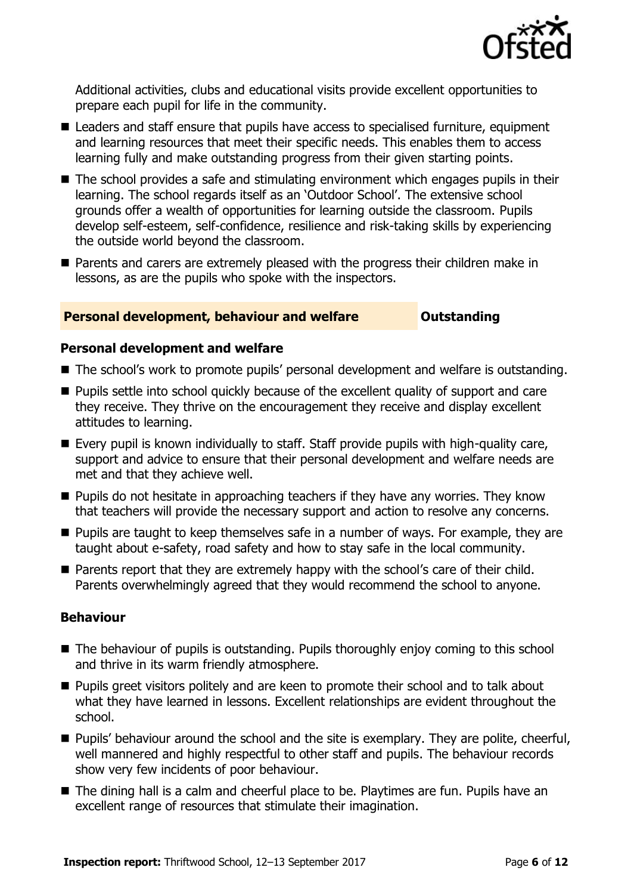Additional activities, clubs and educational visits provide excellent opportunities to prepare each pupil for life in the community.

- Leaders and staff ensure that pupils have access to specialised furniture, equipment and learning resources that meet their specific needs. This enables them to access learning fully and make outstanding progress from their given starting points.
- The school provides a safe and stimulating environment which engages pupils in their learning. The school regards itself as an 'Outdoor School'. The extensive school grounds offer a wealth of opportunities for learning outside the classroom. Pupils develop self-esteem, self-confidence, resilience and risk-taking skills by experiencing the outside world beyond the classroom.
- Parents and carers are extremely pleased with the progress their children make in lessons, as are the pupils who spoke with the inspectors.

## Personal development, behaviour and welfare — Outstanding

### Personal development and welfare

- The school's work to promote pupils' personal development and welfare is outstanding.
- Pupils settle into school quickly because of the excellent quality of support and care they receive. They thrive on the encouragement they receive and display excellent attitudes to learning.
- Every pupil is known individually to staff. Staff provide pupils with high-quality care, support and advice to ensure that their personal development and welfare needs are met and that they achieve well.
- Pupils do not hesitate in approaching teachers if they have any worries. They know that teachers will provide the necessary support and action to resolve any concerns.
- Pupils are taught to keep themselves safe in a number of ways. For example, they are taught about e-safety, road safety and how to stay safe in the local community.
- Parents report that they are extremely happy with the school's care of their child. Parents overwhelmingly agreed that they would recommend the school to anyone.

### Behaviour

- The behaviour of pupils is outstanding. Pupils thoroughly enjoy coming to this school and thrive in its warm friendly atmosphere.
- Pupils greet visitors politely and are keen to promote their school and to talk about what they have learned in lessons. Excellent relationships are evident throughout the school.
- Pupils' behaviour around the school and the site is exemplary. They are polite, cheerful, well mannered and highly respectful to other staff and pupils. The behaviour records show very few incidents of poor behaviour.
- The dining hall is a calm and cheerful place to be. Playtimes are fun. Pupils have an excellent range of resources that stimulate their imagination.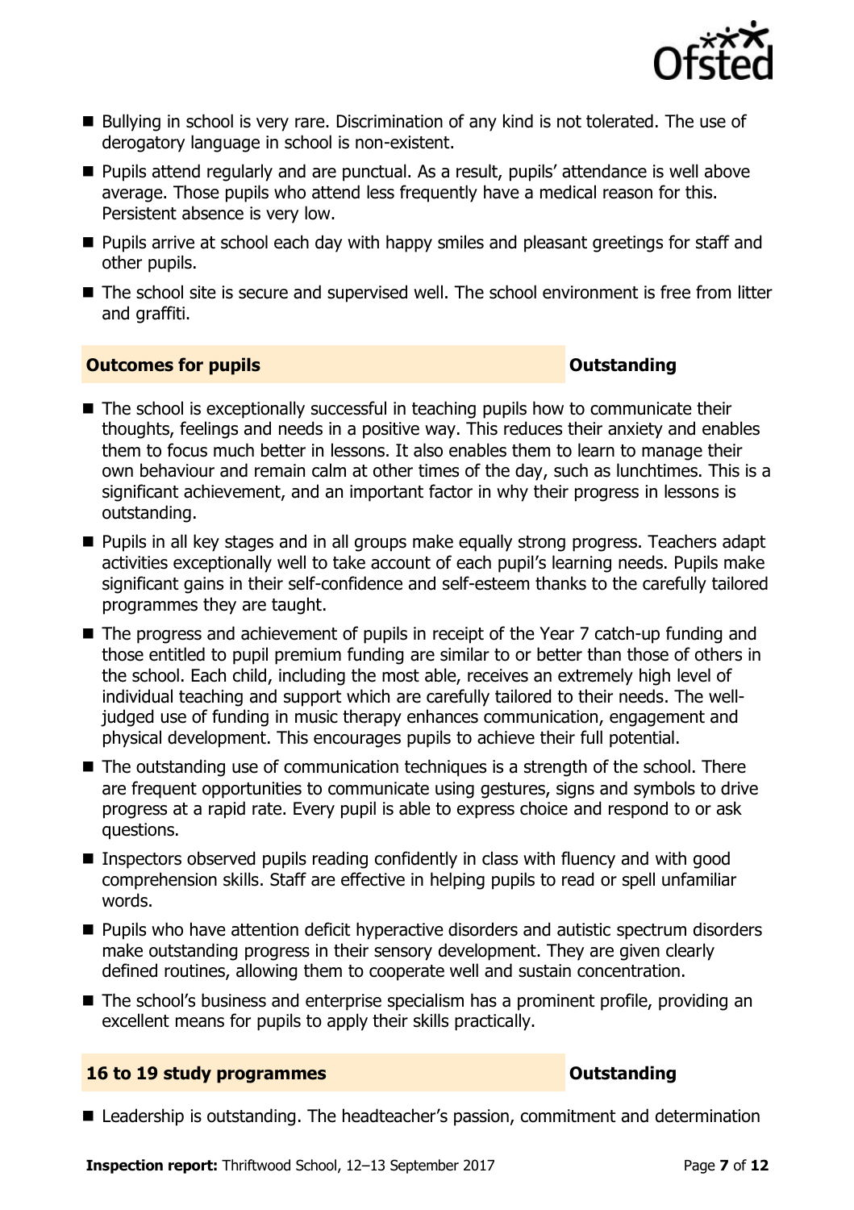- Bullying in school is very rare. Discrimination of any kind is not tolerated. The use of derogatory language in school is non-existent.
- Pupils attend regularly and are punctual. As a result, pupils' attendance is well above average. Those pupils who attend less frequently have a medical reason for this. Persistent absence is very low.
- Pupils arrive at school each day with happy smiles and pleasant greetings for staff and other pupils.
- The school site is secure and supervised well. The school environment is free from litter and graffiti.

## Outcomes for pupils — Outstanding

- The school is exceptionally successful in teaching pupils how to communicate their thoughts, feelings and needs in a positive way. This reduces their anxiety and enables them to focus much better in lessons. It also enables them to learn to manage their own behaviour and remain calm at other times of the day, such as lunchtimes. This is a significant achievement, and an important factor in why their progress in lessons is outstanding.
- Pupils in all key stages and in all groups make equally strong progress. Teachers adapt activities exceptionally well to take account of each pupil's learning needs. Pupils make significant gains in their self-confidence and self-esteem thanks to the carefully tailored programmes they are taught.
- The progress and achievement of pupils in receipt of the Year 7 catch-up funding and those entitled to pupil premium funding are similar to or better than those of others in the school. Each child, including the most able, receives an extremely high level of individual teaching and support which are carefully tailored to their needs. The well-judged use of funding in music therapy enhances communication, engagement and physical development. This encourages pupils to achieve their full potential.
- The outstanding use of communication techniques is a strength of the school. There are frequent opportunities to communicate using gestures, signs and symbols to drive progress at a rapid rate. Every pupil is able to express choice and respond to or ask questions.
- Inspectors observed pupils reading confidently in class with fluency and with good comprehension skills. Staff are effective in helping pupils to read or spell unfamiliar words.
- Pupils who have attention deficit hyperactive disorders and autistic spectrum disorders make outstanding progress in their sensory development. They are given clearly defined routines, allowing them to cooperate well and sustain concentration.
- The school's business and enterprise specialism has a prominent profile, providing an excellent means for pupils to apply their skills practically.

## 16 to 19 study programmes — Outstanding

- Leadership is outstanding. The headteacher's passion, commitment and determination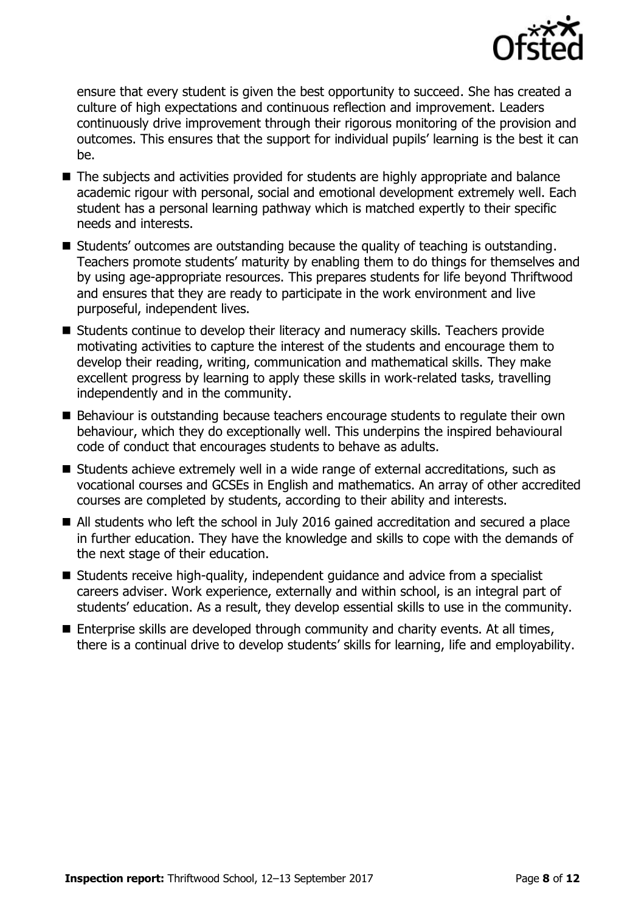ensure that every student is given the best opportunity to succeed. She has created a culture of high expectations and continuous reflection and improvement. Leaders continuously drive improvement through their rigorous monitoring of the provision and outcomes. This ensures that the support for individual pupils' learning is the best it can be.

- The subjects and activities provided for students are highly appropriate and balance academic rigour with personal, social and emotional development extremely well. Each student has a personal learning pathway which is matched expertly to their specific needs and interests.
- Students' outcomes are outstanding because the quality of teaching is outstanding. Teachers promote students' maturity by enabling them to do things for themselves and by using age-appropriate resources. This prepares students for life beyond Thriftwood and ensures that they are ready to participate in the work environment and live purposeful, independent lives.
- Students continue to develop their literacy and numeracy skills. Teachers provide motivating activities to capture the interest of the students and encourage them to develop their reading, writing, communication and mathematical skills. They make excellent progress by learning to apply these skills in work-related tasks, travelling independently and in the community.
- Behaviour is outstanding because teachers encourage students to regulate their own behaviour, which they do exceptionally well. This underpins the inspired behavioural code of conduct that encourages students to behave as adults.
- Students achieve extremely well in a wide range of external accreditations, such as vocational courses and GCSEs in English and mathematics. An array of other accredited courses are completed by students, according to their ability and interests.
- All students who left the school in July 2016 gained accreditation and secured a place in further education. They have the knowledge and skills to cope with the demands of the next stage of their education.
- Students receive high-quality, independent guidance and advice from a specialist careers adviser. Work experience, externally and within school, is an integral part of students' education. As a result, they develop essential skills to use in the community.
- Enterprise skills are developed through community and charity events. At all times, there is a continual drive to develop students' skills for learning, life and employability.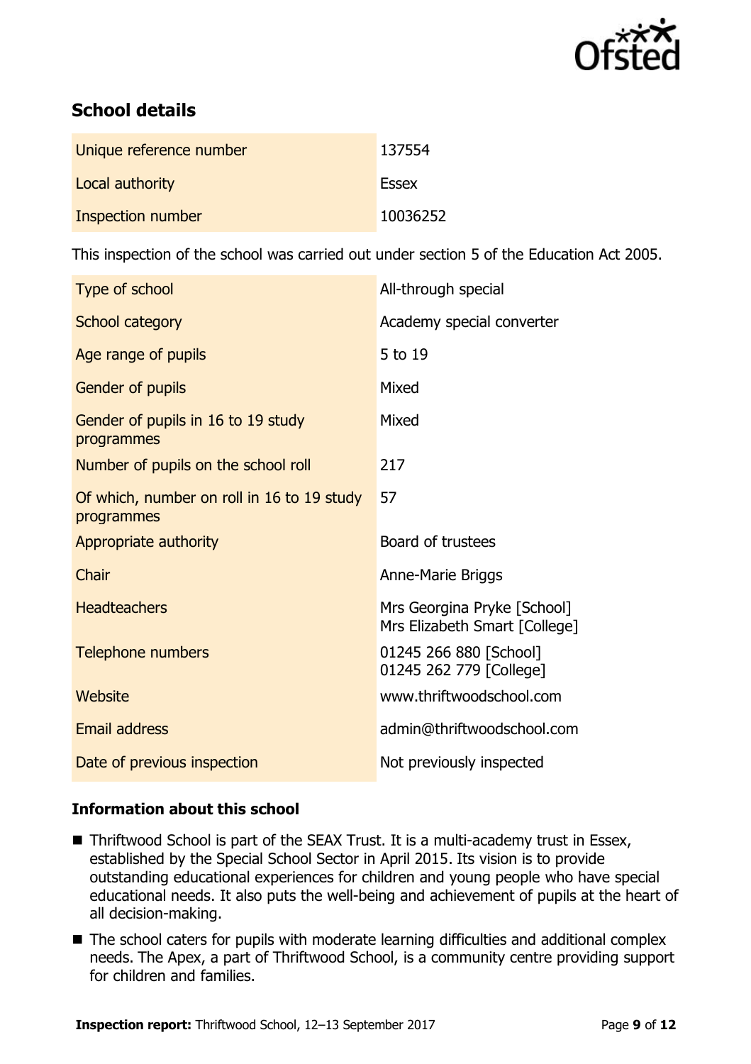## School details

| | |
|---|---|
| Unique reference number | 137554 |
| Local authority | Essex |
| Inspection number | 10036252 |

This inspection of the school was carried out under section 5 of the Education Act 2005.

| | |
|---|---|
| Type of school | All-through special |
| School category | Academy special converter |
| Age range of pupils | 5 to 19 |
| Gender of pupils | Mixed |
| Gender of pupils in 16 to 19 study programmes | Mixed |
| Number of pupils on the school roll | 217 |
| Of which, number on roll in 16 to 19 study programmes | 57 |
| Appropriate authority | Board of trustees |
| Chair | Anne-Marie Briggs |
| Headteachers | Mrs Georgina Pryke [School]<br>Mrs Elizabeth Smart [College] |
| Telephone numbers | 01245 266 880 [School]<br>01245 262 779 [College] |
| Website | www.thriftwoodschool.com |
| Email address | admin@thriftwoodschool.com |
| Date of previous inspection | Not previously inspected |

### Information about this school

- Thriftwood School is part of the SEAX Trust. It is a multi-academy trust in Essex, established by the Special School Sector in April 2015. Its vision is to provide outstanding educational experiences for children and young people who have special educational needs. It also puts the well-being and achievement of pupils at the heart of all decision-making.
- The school caters for pupils with moderate learning difficulties and additional complex needs. The Apex, a part of Thriftwood School, is a community centre providing support for children and families.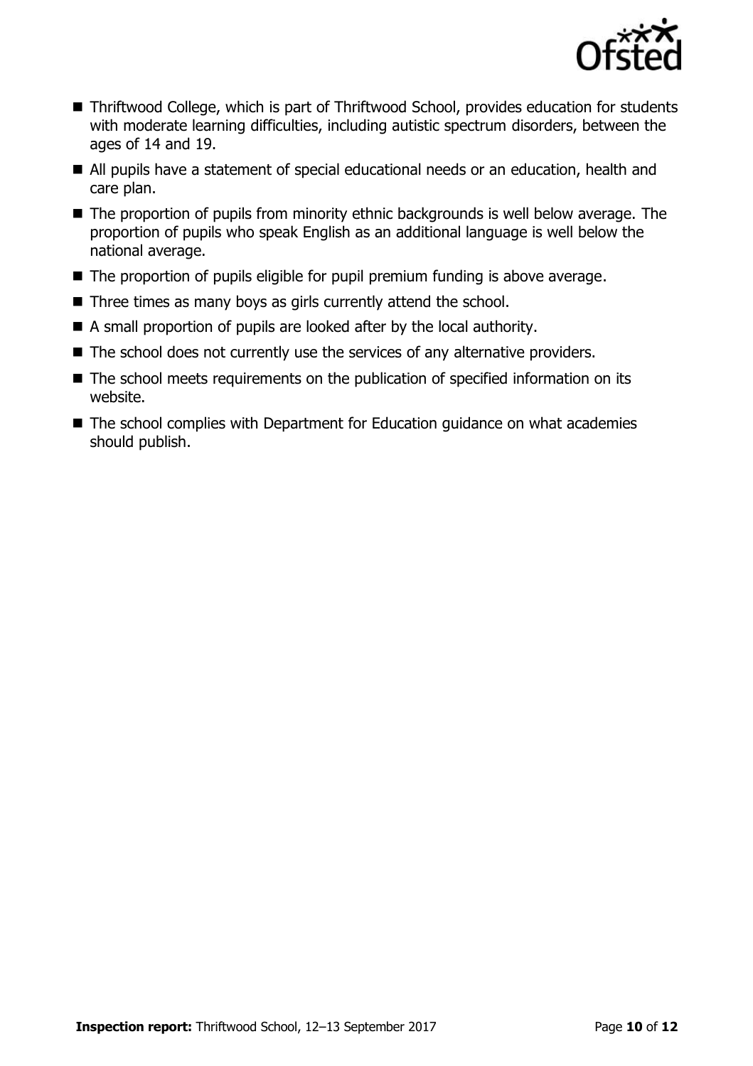- Thriftwood College, which is part of Thriftwood School, provides education for students with moderate learning difficulties, including autistic spectrum disorders, between the ages of 14 and 19.
- All pupils have a statement of special educational needs or an education, health and care plan.
- The proportion of pupils from minority ethnic backgrounds is well below average. The proportion of pupils who speak English as an additional language is well below the national average.
- The proportion of pupils eligible for pupil premium funding is above average.
- Three times as many boys as girls currently attend the school.
- A small proportion of pupils are looked after by the local authority.
- The school does not currently use the services of any alternative providers.
- The school meets requirements on the publication of specified information on its website.
- The school complies with Department for Education guidance on what academies should publish.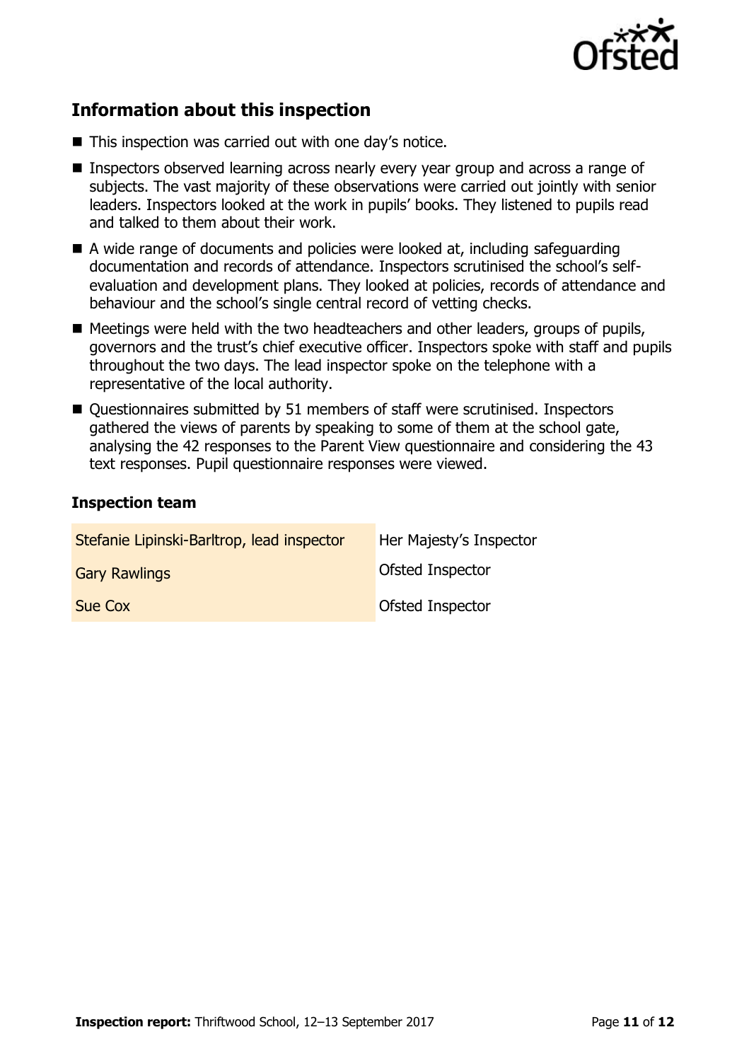## Information about this inspection

- This inspection was carried out with one day's notice.
- Inspectors observed learning across nearly every year group and across a range of subjects. The vast majority of these observations were carried out jointly with senior leaders. Inspectors looked at the work in pupils' books. They listened to pupils read and talked to them about their work.
- A wide range of documents and policies were looked at, including safeguarding documentation and records of attendance. Inspectors scrutinised the school's self-evaluation and development plans. They looked at policies, records of attendance and behaviour and the school's single central record of vetting checks.
- Meetings were held with the two headteachers and other leaders, groups of pupils, governors and the trust's chief executive officer. Inspectors spoke with staff and pupils throughout the two days. The lead inspector spoke on the telephone with a representative of the local authority.
- Questionnaires submitted by 51 members of staff were scrutinised. Inspectors gathered the views of parents by speaking to some of them at the school gate, analysing the 42 responses to the Parent View questionnaire and considering the 43 text responses. Pupil questionnaire responses were viewed.

### Inspection team

| | |
|---|---|
| Stefanie Lipinski-Barltrop, lead inspector | Her Majesty's Inspector |
| Gary Rawlings | Ofsted Inspector |
| Sue Cox | Ofsted Inspector |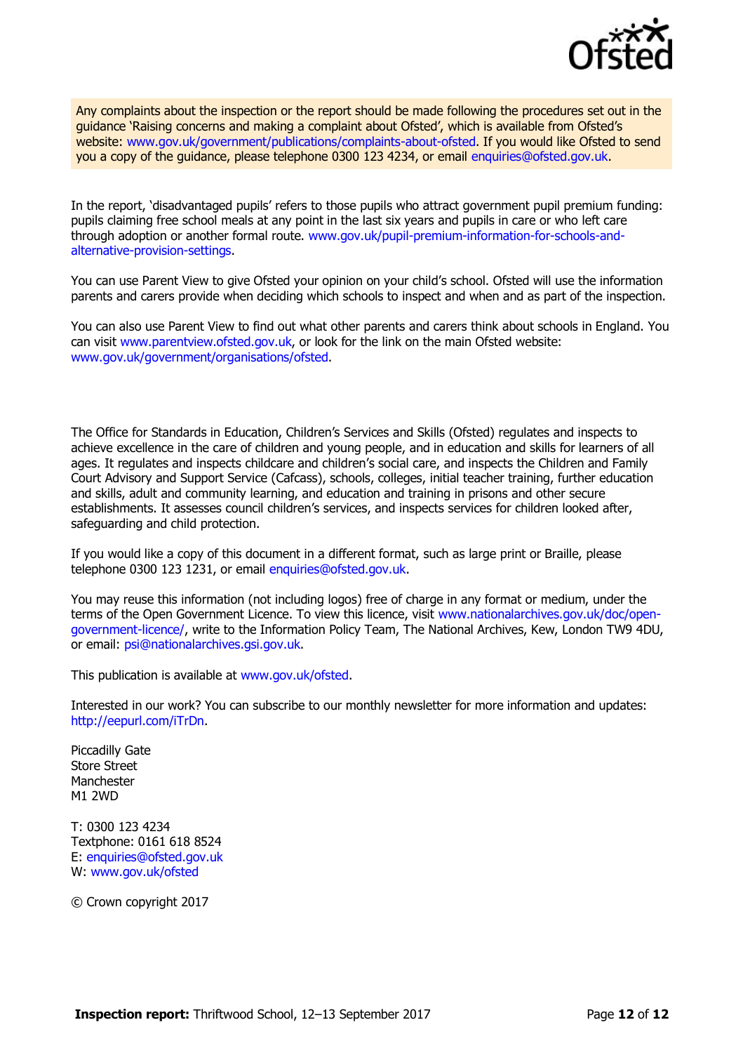Any complaints about the inspection or the report should be made following the procedures set out in the guidance 'Raising concerns and making a complaint about Ofsted', which is available from Ofsted's website: www.gov.uk/government/publications/complaints-about-ofsted. If you would like Ofsted to send you a copy of the guidance, please telephone 0300 123 4234, or email enquiries@ofsted.gov.uk.

In the report, 'disadvantaged pupils' refers to those pupils who attract government pupil premium funding: pupils claiming free school meals at any point in the last six years and pupils in care or who left care through adoption or another formal route. www.gov.uk/pupil-premium-information-for-schools-and-alternative-provision-settings.

You can use Parent View to give Ofsted your opinion on your child's school. Ofsted will use the information parents and carers provide when deciding which schools to inspect and when and as part of the inspection.

You can also use Parent View to find out what other parents and carers think about schools in England. You can visit www.parentview.ofsted.gov.uk, or look for the link on the main Ofsted website: www.gov.uk/government/organisations/ofsted.

The Office for Standards in Education, Children's Services and Skills (Ofsted) regulates and inspects to achieve excellence in the care of children and young people, and in education and skills for learners of all ages. It regulates and inspects childcare and children's social care, and inspects the Children and Family Court Advisory and Support Service (Cafcass), schools, colleges, initial teacher training, further education and skills, adult and community learning, and education and training in prisons and other secure establishments. It assesses council children's services, and inspects services for children looked after, safeguarding and child protection.

If you would like a copy of this document in a different format, such as large print or Braille, please telephone 0300 123 1231, or email enquiries@ofsted.gov.uk.

You may reuse this information (not including logos) free of charge in any format or medium, under the terms of the Open Government Licence. To view this licence, visit www.nationalarchives.gov.uk/doc/open-government-licence/, write to the Information Policy Team, The National Archives, Kew, London TW9 4DU, or email: psi@nationalarchives.gsi.gov.uk.

This publication is available at www.gov.uk/ofsted.

Interested in our work? You can subscribe to our monthly newsletter for more information and updates: http://eepurl.com/iTrDn.

Piccadilly Gate
Store Street
Manchester
M1 2WD

T: 0300 123 4234
Textphone: 0161 618 8524
E: enquiries@ofsted.gov.uk
W: www.gov.uk/ofsted

© Crown copyright 2017